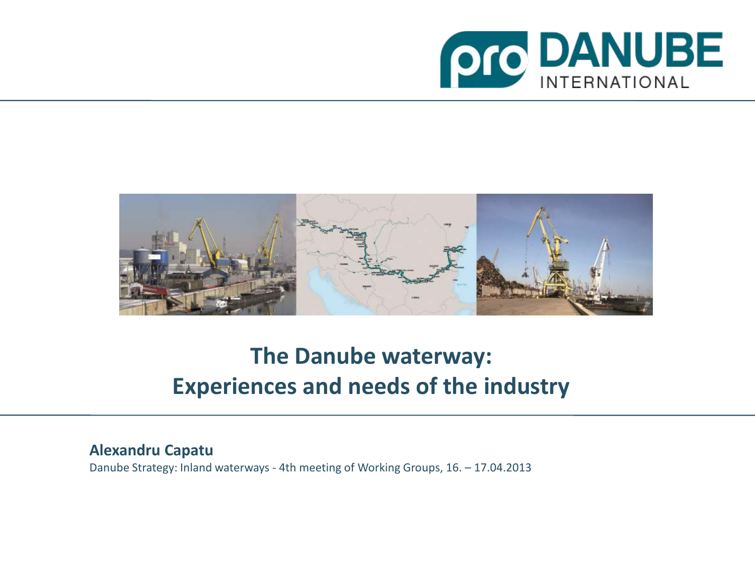pro DANUBE INTERNATIONAL

# The Danube waterway: Experiences and needs of the industry

**Alexandru Capatu**

Danube Strategy: Inland waterways - 4th meeting of Working Groups, 16. – 17.04.2013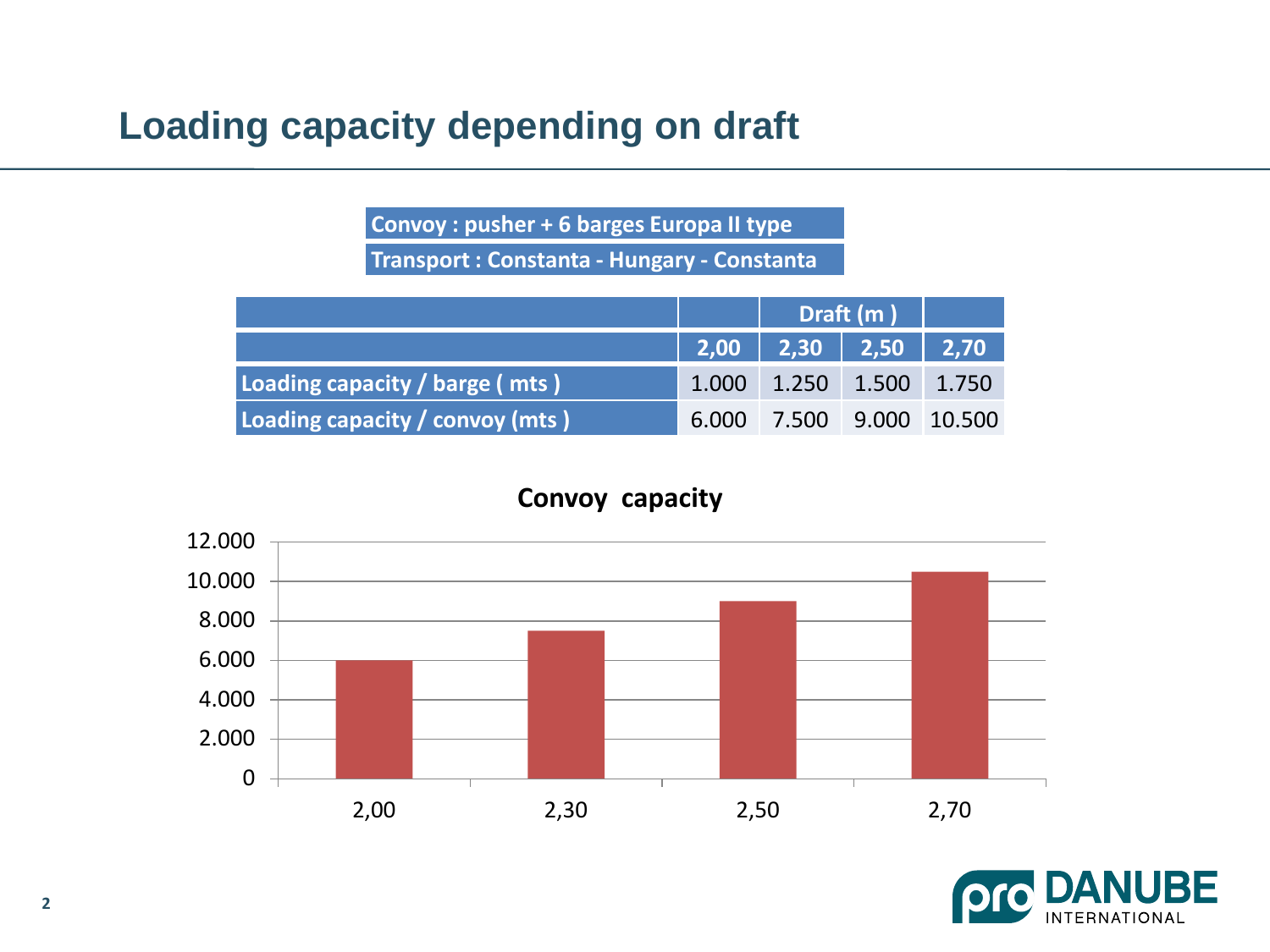# Loading capacity depending on draft

**Convoy : pusher + 6 barges Europa II type**

**Transport : Constanta - Hungary - Constanta**

| | Draft (m ) | | | |
|---|---|---|---|---|
| | 2,00 | 2,30 | 2,50 | 2,70 |
| Loading capacity / barge ( mts ) | 1.000 | 1.250 | 1.500 | 1.750 |
| Loading capacity / convoy (mts ) | 6.000 | 7.500 | 9.000 | 10.500 |

**Convoy capacity**

| Draft (m) | Convoy capacity (mts) |
|---|---|
| 2,00 | 6.000 |
| 2,30 | 7.500 |
| 2,50 | 9.000 |
| 2,70 | 10.500 |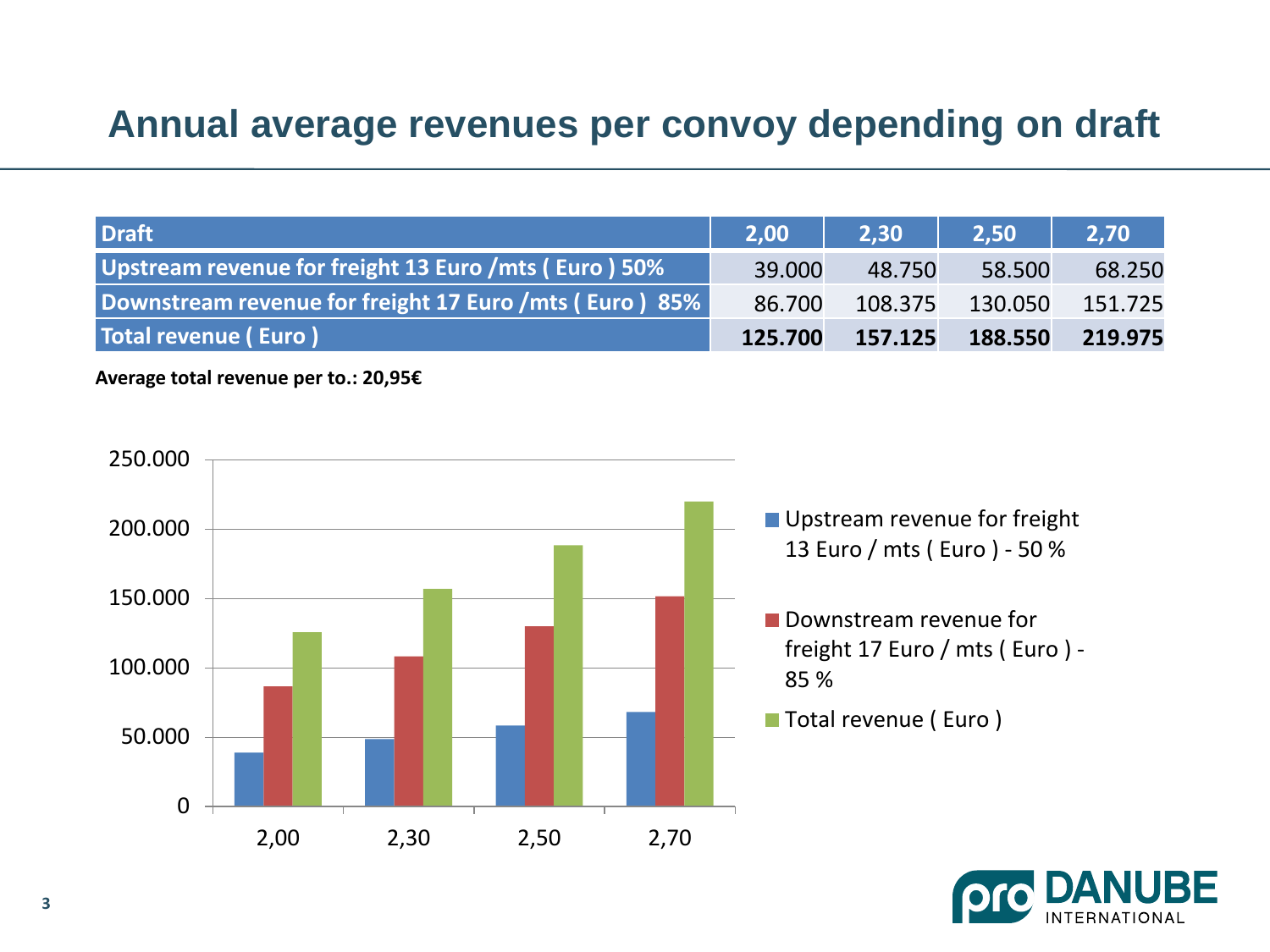# Annual average revenues per convoy depending on draft

| Draft | 2,00 | 2,30 | 2,50 | 2,70 |
|---|---|---|---|---|
| Upstream revenue for freight 13 Euro /mts ( Euro ) 50% | 39.000 | 48.750 | 58.500 | 68.250 |
| Downstream revenue for freight 17 Euro /mts ( Euro ) 85% | 86.700 | 108.375 | 130.050 | 151.725 |
| **Total revenue ( Euro )** | **125.700** | **157.125** | **188.550** | **219.975** |

**Average total revenue per to.: 20,95€**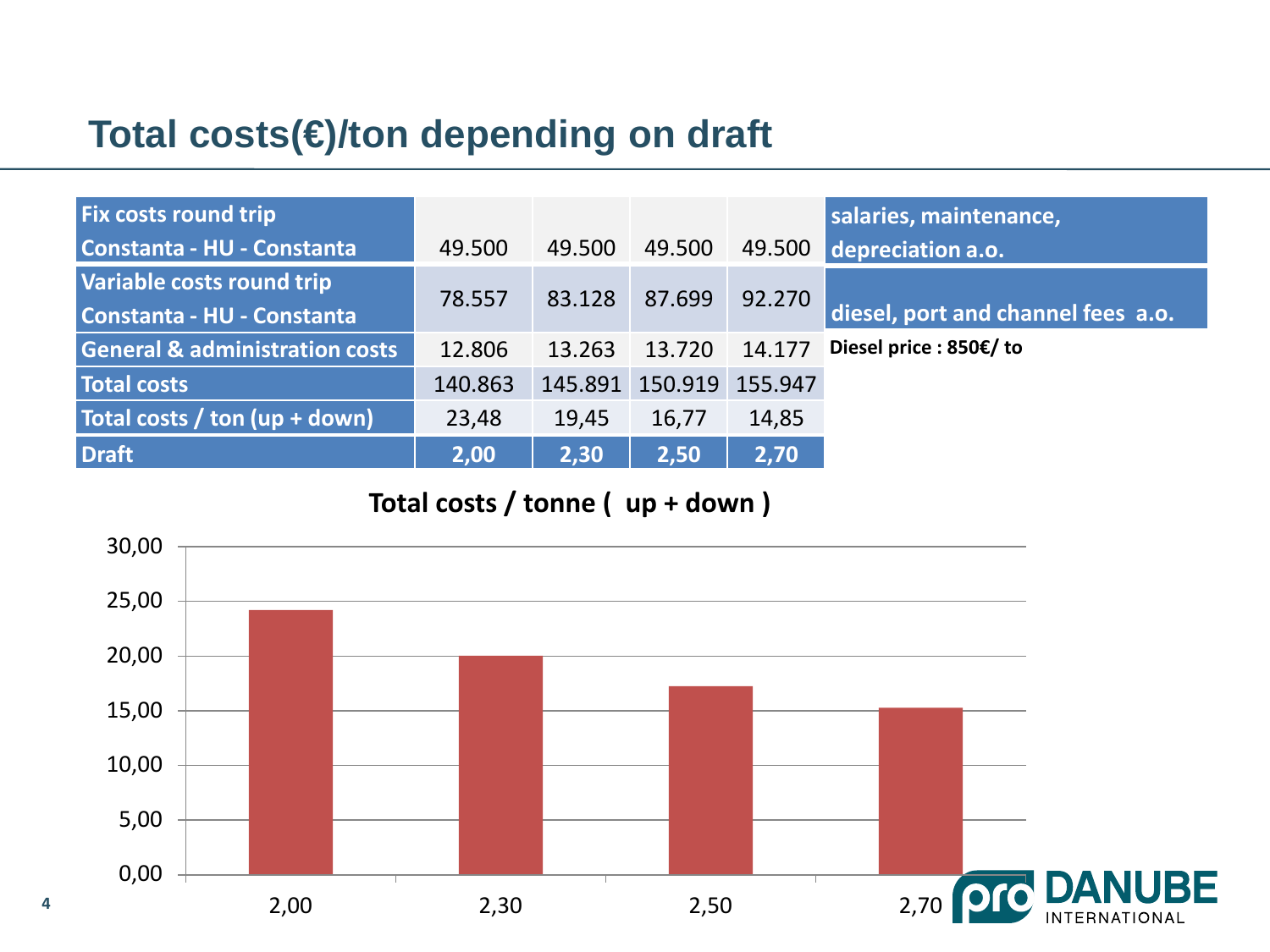# Total costs(€)/ton depending on draft

| | | | | | |
|---|---|---|---|---|---|
| **Fix costs round trip Constanta - HU - Constanta** | 49.500 | 49.500 | 49.500 | 49.500 | **salaries, maintenance, depreciation a.o.** |
| **Variable costs round trip Constanta - HU - Constanta** | 78.557 | 83.128 | 87.699 | 92.270 | **diesel, port and channel fees a.o.** |
| **General & administration costs** | 12.806 | 13.263 | 13.720 | 14.177 | **Diesel price : 850€/ to** |
| **Total costs** | 140.863 | 145.891 | 150.919 | 155.947 | |
| **Total costs / ton (up + down)** | 23,48 | 19,45 | 16,77 | 14,85 | |
| **Draft** | **2,00** | **2,30** | **2,50** | **2,70** | |

**Total costs / tonne ( up + down )**

| Draft | Total costs / tonne (up + down) |
|---|---|
| 2,00 | 23,48 |
| 2,30 | 19,45 |
| 2,50 | 16,77 |
| 2,70 | 14,85 |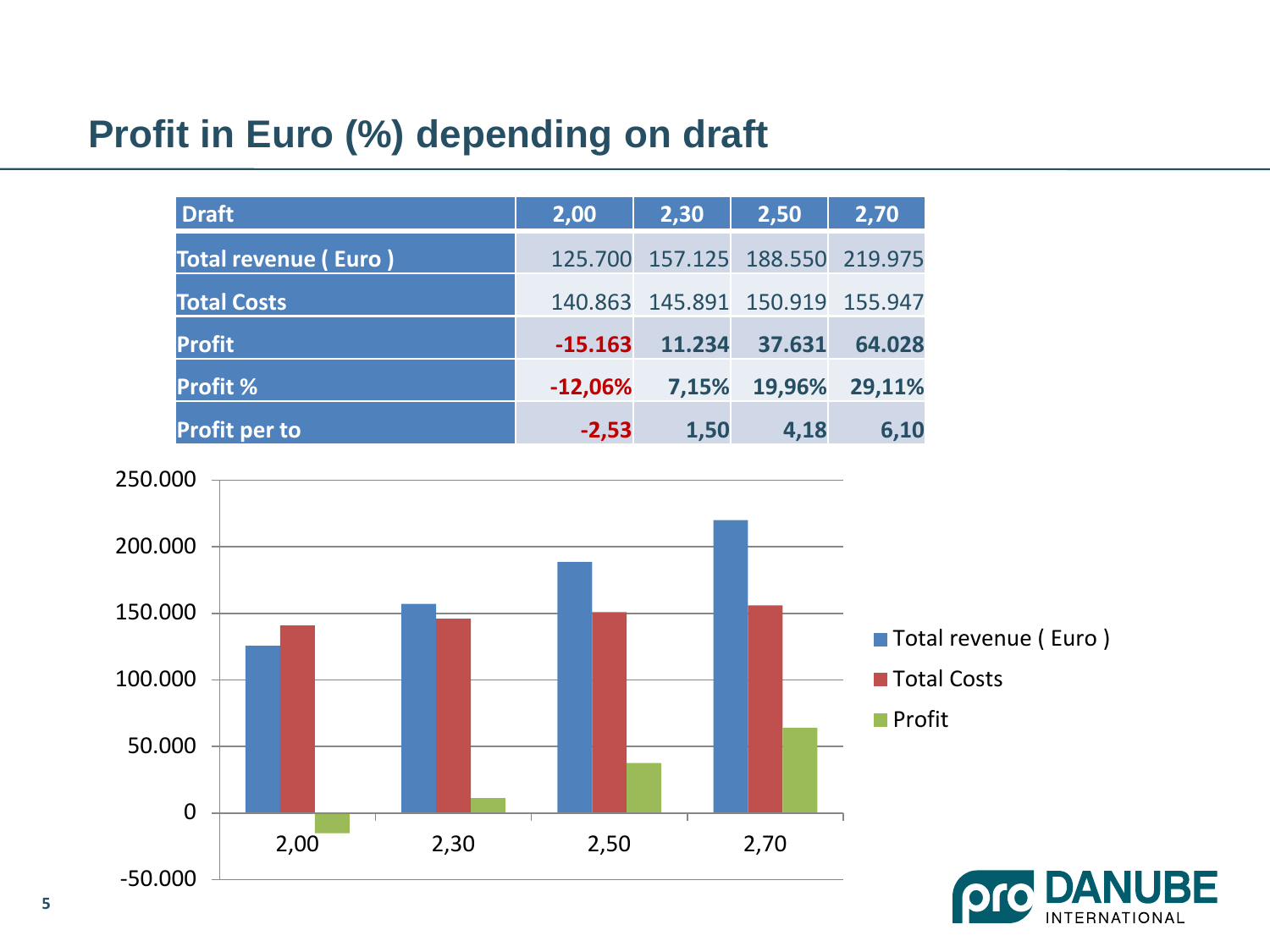# Profit in Euro (%) depending on draft

| Draft | 2,00 | 2,30 | 2,50 | 2,70 |
| --- | --- | --- | --- | --- |
| Total revenue ( Euro ) | 125.700 | 157.125 | 188.550 | 219.975 |
| Total Costs | 140.863 | 145.891 | 150.919 | 155.947 |
| Profit | **-15.163** | **11.234** | **37.631** | **64.028** |
| Profit % | **-12,06%** | **7,15%** | **19,96%** | **29,11%** |
| Profit per to | **-2,53** | **1,50** | **4,18** | **6,10** |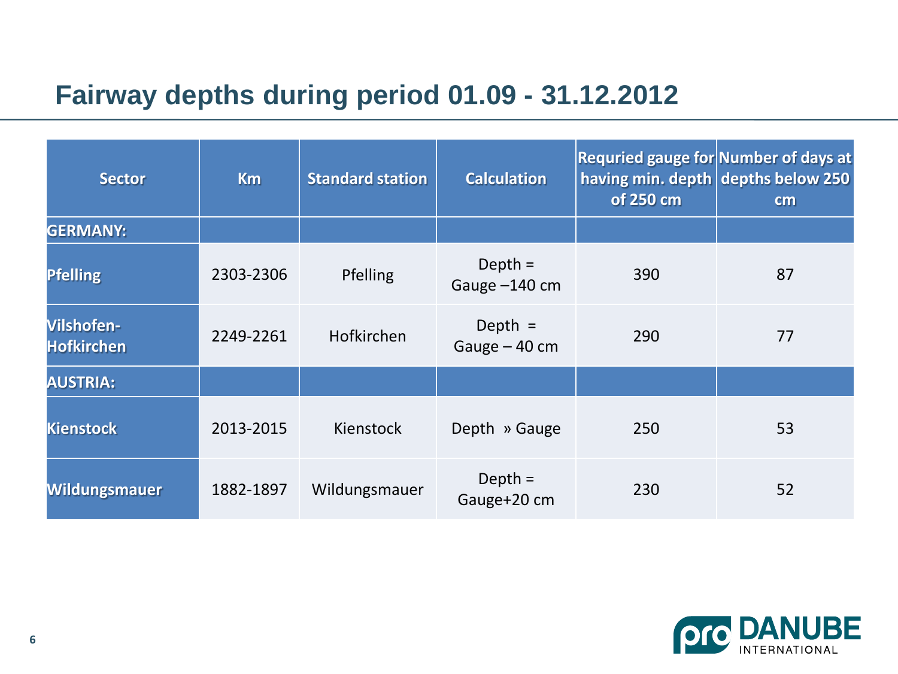# Fairway depths during period 01.09 - 31.12.2012

| Sector | Km | Standard station | Calculation | Requried gauge for having min. depth of 250 cm | Number of days at depths below 250 cm |
|---|---|---|---|---|---|
| **GERMANY:** | | | | | |
| **Pfelling** | 2303-2306 | Pfelling | Depth = Gauge –140 cm | 390 | 87 |
| **Vilshofen-Hofkirchen** | 2249-2261 | Hofkirchen | Depth = Gauge – 40 cm | 290 | 77 |
| **AUSTRIA:** | | | | | |
| **Kienstock** | 2013-2015 | Kienstock | Depth » Gauge | 250 | 53 |
| **Wildungsmauer** | 1882-1897 | Wildungsmauer | Depth = Gauge+20 cm | 230 | 52 |

pro DANUBE INTERNATIONAL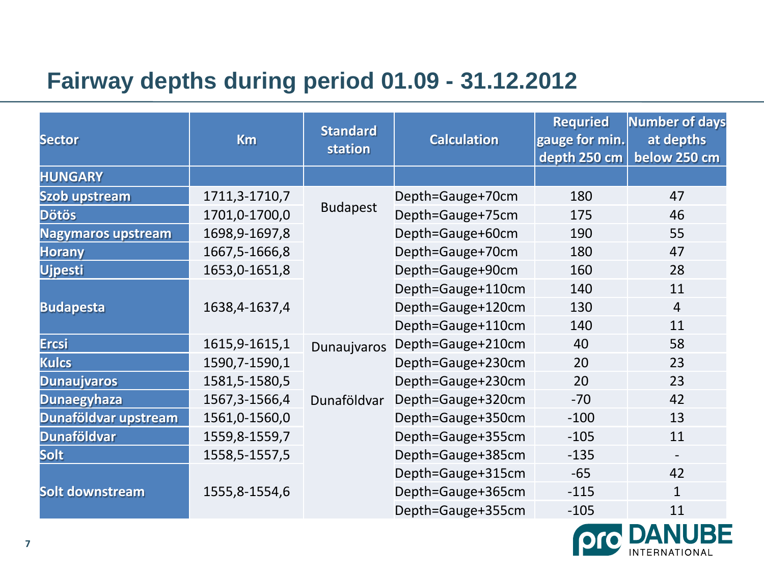## Fairway depths during period 01.09 - 31.12.2012

| Sector | Km | Standard station | Calculation | Requried gauge for min. depth 250 cm | Number of days at depths below 250 cm |
|---|---|---|---|---|---|
| HUNGARY | | | | | |
| Szob upstream | 1711,3-1710,7 | Budapest | Depth=Gauge+70cm | 180 | 47 |
| Dötös | 1701,0-1700,0 | | Depth=Gauge+75cm | 175 | 46 |
| Nagymaros upstream | 1698,9-1697,8 | | Depth=Gauge+60cm | 190 | 55 |
| Horany | 1667,5-1666,8 | | Depth=Gauge+70cm | 180 | 47 |
| Ujpesti | 1653,0-1651,8 | | Depth=Gauge+90cm | 160 | 28 |
| Budapesta | 1638,4-1637,4 | | Depth=Gauge+110cm | 140 | 11 |
| | | | Depth=Gauge+120cm | 130 | 4 |
| | | | Depth=Gauge+110cm | 140 | 11 |
| Ercsi | 1615,9-1615,1 | Dunaujvaros | Depth=Gauge+210cm | 40 | 58 |
| Kulcs | 1590,7-1590,1 | | Depth=Gauge+230cm | 20 | 23 |
| Dunaujvaros | 1581,5-1580,5 | | Depth=Gauge+230cm | 20 | 23 |
| Dunaegyhaza | 1567,3-1566,4 | Dunaföldvar | Depth=Gauge+320cm | -70 | 42 |
| Dunaföldvar upstream | 1561,0-1560,0 | | Depth=Gauge+350cm | -100 | 13 |
| Dunaföldvar | 1559,8-1559,7 | | Depth=Gauge+355cm | -105 | 11 |
| Solt | 1558,5-1557,5 | | Depth=Gauge+385cm | -135 | - |
| Solt downstream | 1555,8-1554,6 | | Depth=Gauge+315cm | -65 | 42 |
| | | | Depth=Gauge+365cm | -115 | 1 |
| | | | Depth=Gauge+355cm | -105 | 11 |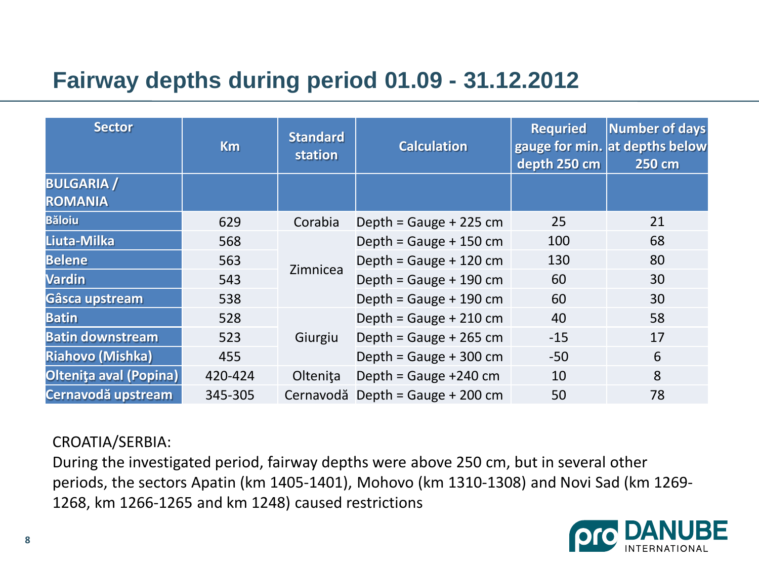# Fairway depths during period 01.09 - 31.12.2012

| Sector | Km | Standard station | Calculation | Requried gauge for min. depth 250 cm | Number of days at depths below 250 cm |
|---|---|---|---|---|---|
| **BULGARIA / ROMANIA** | | | | | |
| Băloiu | 629 | Corabia | Depth = Gauge + 225 cm | 25 | 21 |
| Liuta-Milka | 568 | Zimnicea | Depth = Gauge + 150 cm | 100 | 68 |
| Belene | 563 | Zimnicea | Depth = Gauge + 120 cm | 130 | 80 |
| Vardin | 543 | Zimnicea | Depth = Gauge + 190 cm | 60 | 30 |
| Gâsca upstream | 538 | Zimnicea | Depth = Gauge + 190 cm | 60 | 30 |
| Batin | 528 | Giurgiu | Depth = Gauge + 210 cm | 40 | 58 |
| Batin downstream | 523 | Giurgiu | Depth = Gauge + 265 cm | -15 | 17 |
| Riahovo (Mishka) | 455 | Giurgiu | Depth = Gauge + 300 cm | -50 | 6 |
| Olteniţa aval (Popina) | 420-424 | Olteniţa | Depth = Gauge +240 cm | 10 | 8 |
| Cernavodă upstream | 345-305 | Cernavodă | Depth = Gauge + 200 cm | 50 | 78 |

CROATIA/SERBIA:

During the investigated period, fairway depths were above 250 cm, but in several other periods, the sectors Apatin (km 1405-1401), Mohovo (km 1310-1308) and Novi Sad (km 1269-1268, km 1266-1265 and km 1248) caused restrictions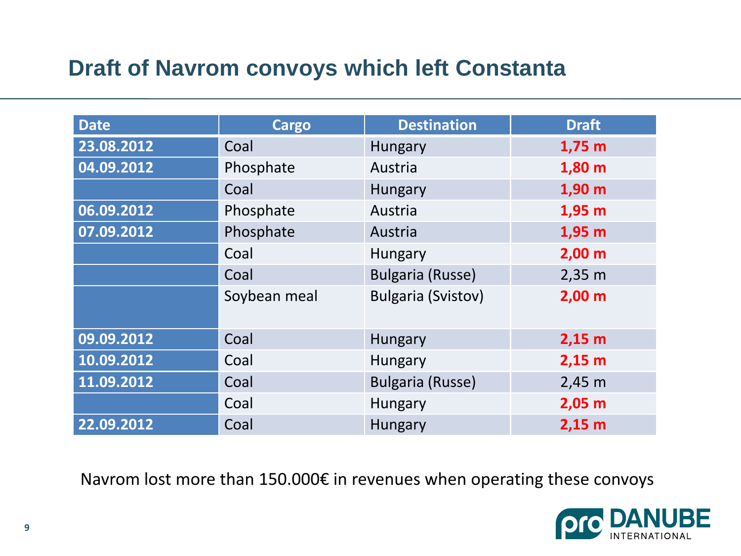## Draft of Navrom convoys which left Constanta

| Date | Cargo | Destination | Draft |
|---|---|---|---|
| 23.08.2012 | Coal | Hungary | **1,75 m** |
| 04.09.2012 | Phosphate | Austria | **1,80 m** |
| | Coal | Hungary | **1,90 m** |
| 06.09.2012 | Phosphate | Austria | **1,95 m** |
| 07.09.2012 | Phosphate | Austria | **1,95 m** |
| | Coal | Hungary | **2,00 m** |
| | Coal | Bulgaria (Russe) | 2,35 m |
| | Soybean meal | Bulgaria (Svistov) | **2,00 m** |
| 09.09.2012 | Coal | Hungary | **2,15 m** |
| 10.09.2012 | Coal | Hungary | **2,15 m** |
| 11.09.2012 | Coal | Bulgaria (Russe) | 2,45 m |
| | Coal | Hungary | **2,05 m** |
| 22.09.2012 | Coal | Hungary | **2,15 m** |

Navrom lost more than 150.000€ in revenues when operating these convoys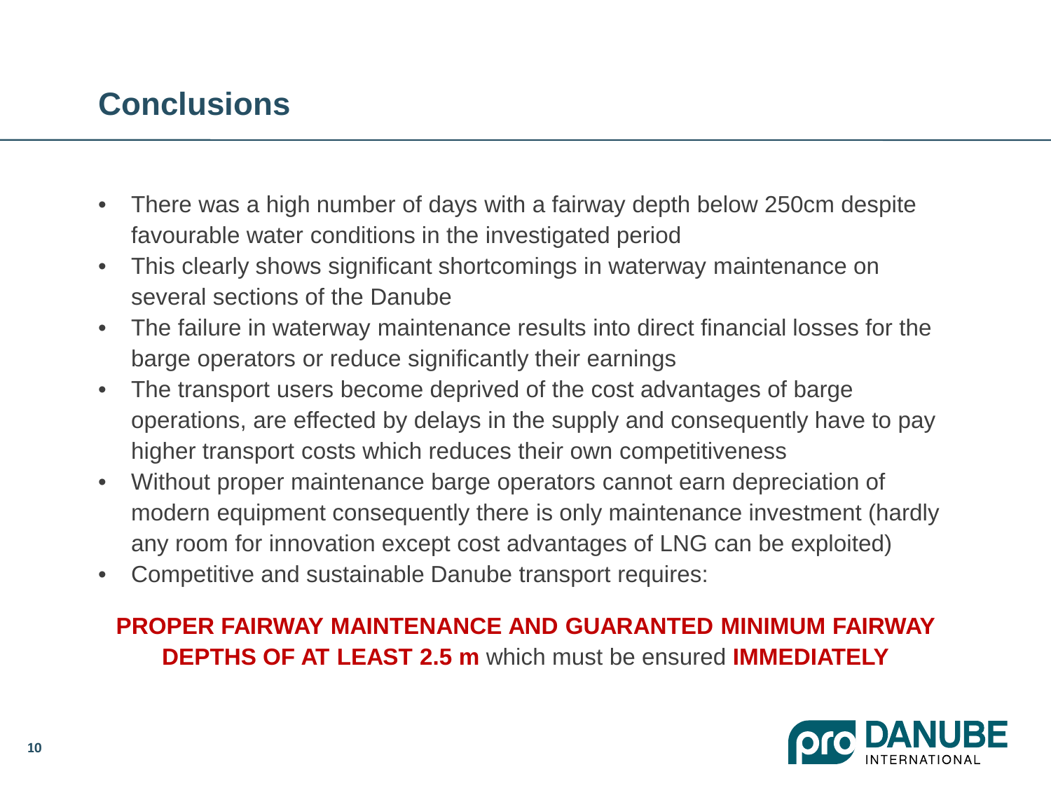## Conclusions

- There was a high number of days with a fairway depth below 250cm despite favourable water conditions in the investigated period
- This clearly shows significant shortcomings in waterway maintenance on several sections of the Danube
- The failure in waterway maintenance results into direct financial losses for the barge operators or reduce significantly their earnings
- The transport users become deprived of the cost advantages of barge operations, are effected by delays in the supply and consequently have to pay higher transport costs which reduces their own competitiveness
- Without proper maintenance barge operators cannot earn depreciation of modern equipment consequently there is only maintenance investment (hardly any room for innovation except cost advantages of LNG can be exploited)
- Competitive and sustainable Danube transport requires:

**PROPER FAIRWAY MAINTENANCE AND GUARANTED MINIMUM FAIRWAY DEPTHS OF AT LEAST 2.5 m** which must be ensured **IMMEDIATELY**

pro DANUBE INTERNATIONAL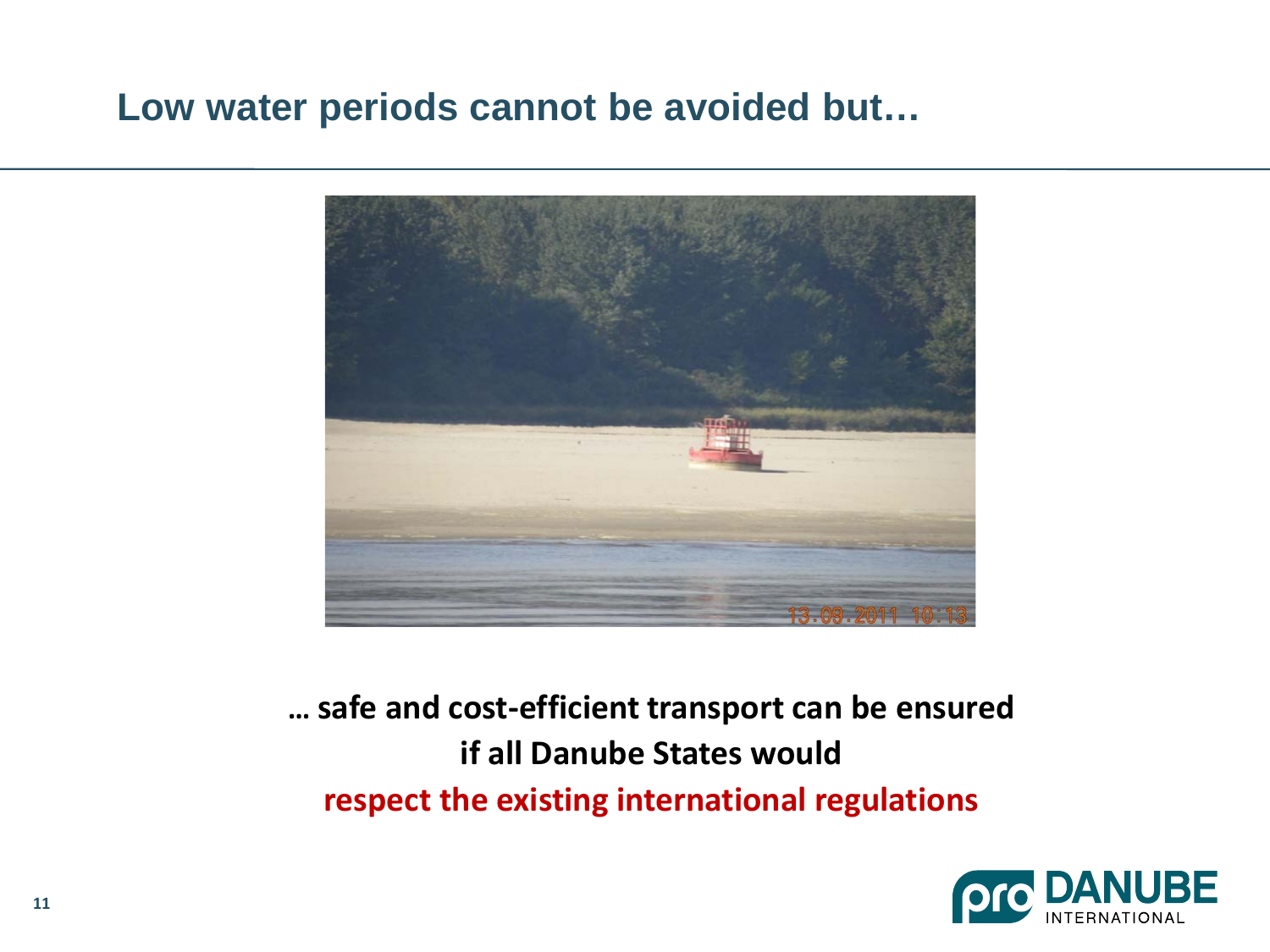# Low water periods cannot be avoided but…

**… safe and cost-efficient transport can be ensured if all Danube States would respect the existing international regulations**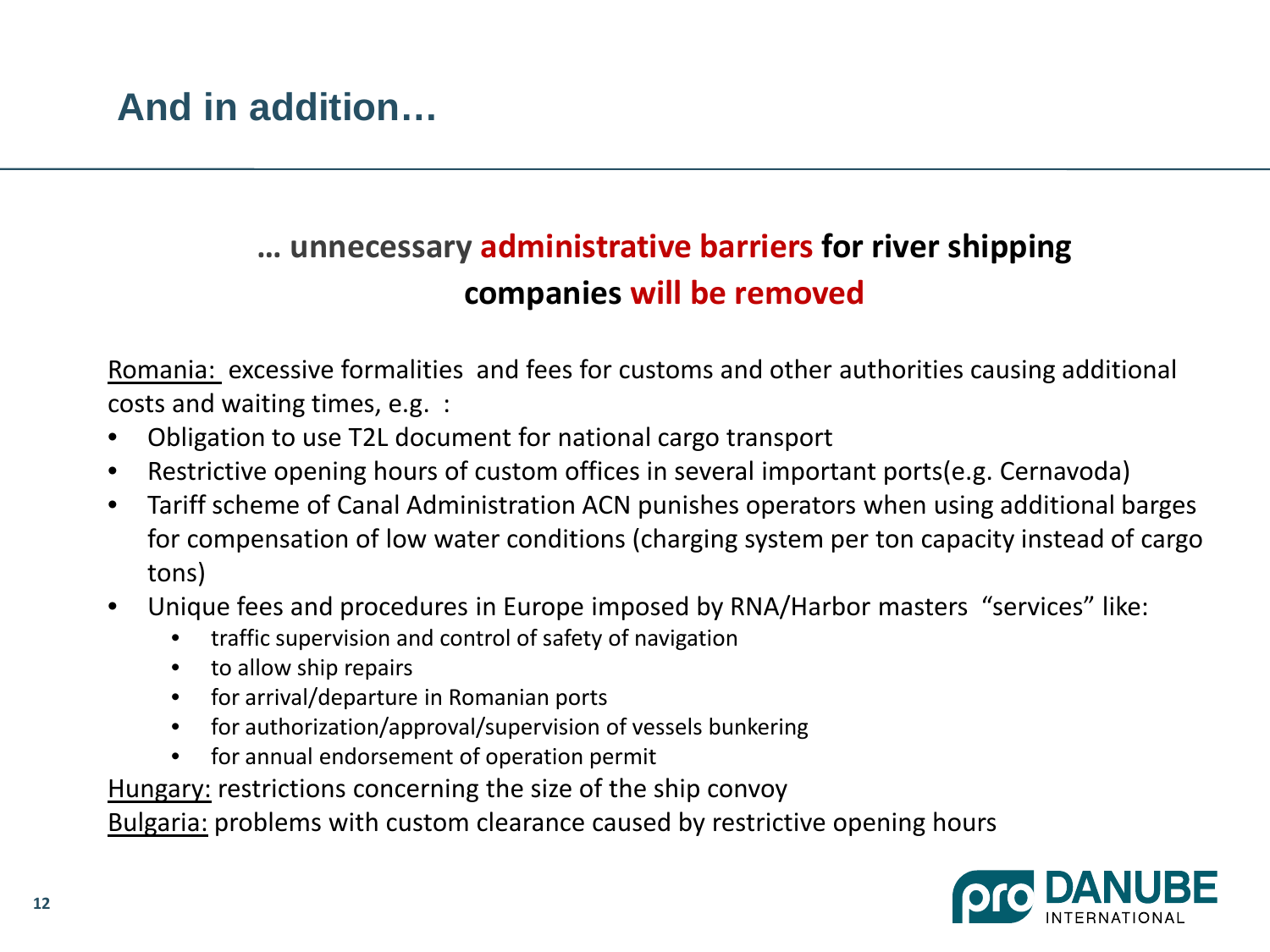# And in addition…

**… unnecessary administrative barriers for river shipping companies will be removed**

<u>Romania:</u> excessive formalities and fees for customs and other authorities causing additional costs and waiting times, e.g. :

- Obligation to use T2L document for national cargo transport
- Restrictive opening hours of custom offices in several important ports(e.g. Cernavoda)
- Tariff scheme of Canal Administration ACN punishes operators when using additional barges for compensation of low water conditions (charging system per ton capacity instead of cargo tons)
- Unique fees and procedures in Europe imposed by RNA/Harbor masters "services" like:
  - traffic supervision and control of safety of navigation
  - to allow ship repairs
  - for arrival/departure in Romanian ports
  - for authorization/approval/supervision of vessels bunkering
  - for annual endorsement of operation permit

<u>Hungary:</u> restrictions concerning the size of the ship convoy

<u>Bulgaria:</u> problems with custom clearance caused by restrictive opening hours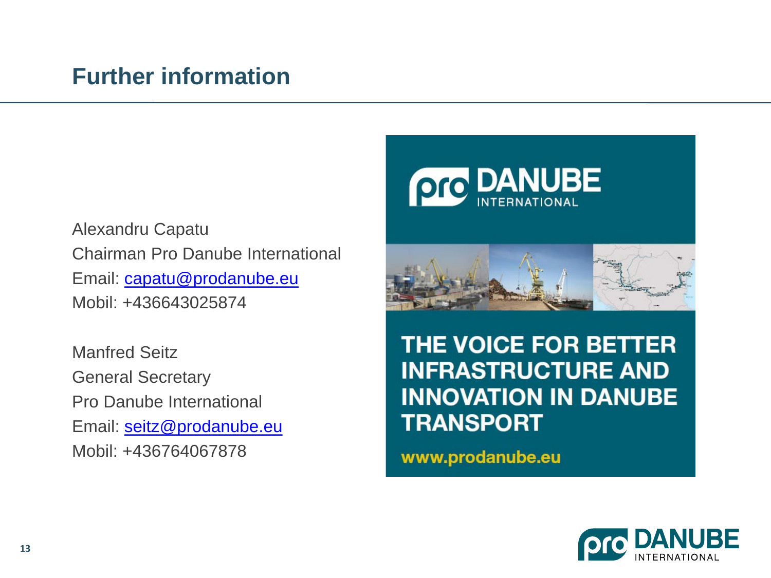# Further information

Alexandru Capatu
Chairman Pro Danube International
Email: capatu@prodanube.eu
Mobil: +436643025874

Manfred Seitz
General Secretary
Pro Danube International
Email: seitz@prodanube.eu
Mobil: +436764067878

pro DANUBE INTERNATIONAL

THE VOICE FOR BETTER INFRASTRUCTURE AND INNOVATION IN DANUBE TRANSPORT

www.prodanube.eu